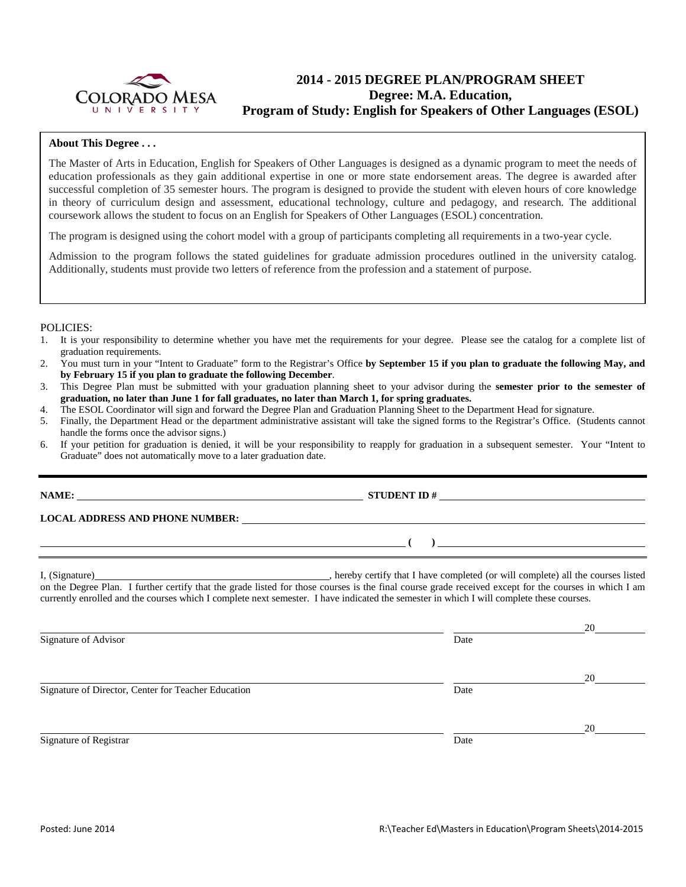**Colorado Mesa University**

# 2014 - 2015 DEGREE PLAN/PROGRAM SHEET
## Degree: M.A. Education,
## Program of Study: English for Speakers of Other Languages (ESOL)

**About This Degree . . .**

The Master of Arts in Education, English for Speakers of Other Languages is designed as a dynamic program to meet the needs of education professionals as they gain additional expertise in one or more state endorsement areas. The degree is awarded after successful completion of 35 semester hours. The program is designed to provide the student with eleven hours of core knowledge in theory of curriculum design and assessment, educational technology, culture and pedagogy, and research. The additional coursework allows the student to focus on an English for Speakers of Other Languages (ESOL) concentration.

The program is designed using the cohort model with a group of participants completing all requirements in a two-year cycle.

Admission to the program follows the stated guidelines for graduate admission procedures outlined in the university catalog. Additionally, students must provide two letters of reference from the profession and a statement of purpose.

POLICIES:

1. It is your responsibility to determine whether you have met the requirements for your degree. Please see the catalog for a complete list of graduation requirements.
2. You must turn in your "Intent to Graduate" form to the Registrar's Office **by September 15 if you plan to graduate the following May, and by February 15 if you plan to graduate the following December**.
3. This Degree Plan must be submitted with your graduation planning sheet to your advisor during the **semester prior to the semester of graduation, no later than June 1 for fall graduates, no later than March 1, for spring graduates.**
4. The ESOL Coordinator will sign and forward the Degree Plan and Graduation Planning Sheet to the Department Head for signature.
5. Finally, the Department Head or the department administrative assistant will take the signed forms to the Registrar's Office. (Students cannot handle the forms once the advisor signs.)
6. If your petition for graduation is denied, it will be your responsibility to reapply for graduation in a subsequent semester. Your "Intent to Graduate" does not automatically move to a later graduation date.

---

**NAME:** ______________________________ **STUDENT ID #** ______________________________

**LOCAL ADDRESS AND PHONE NUMBER:** ______________________________

______________________________ **(    )** ______________________________

I, (Signature)______________________________, hereby certify that I have completed (or will complete) all the courses listed on the Degree Plan. I further certify that the grade listed for those courses is the final course grade received except for the courses in which I am currently enrolled and the courses which I complete next semester. I have indicated the semester in which I will complete these courses.

______________________________ ______________ 20______
Signature of Advisor Date

______________________________ ______________ 20______
Signature of Director, Center for Teacher Education Date

______________________________ ______________ 20______
Signature of Registrar Date

Posted: June 2014

R:\Teacher Ed\Masters in Education\Program Sheets\2014-2015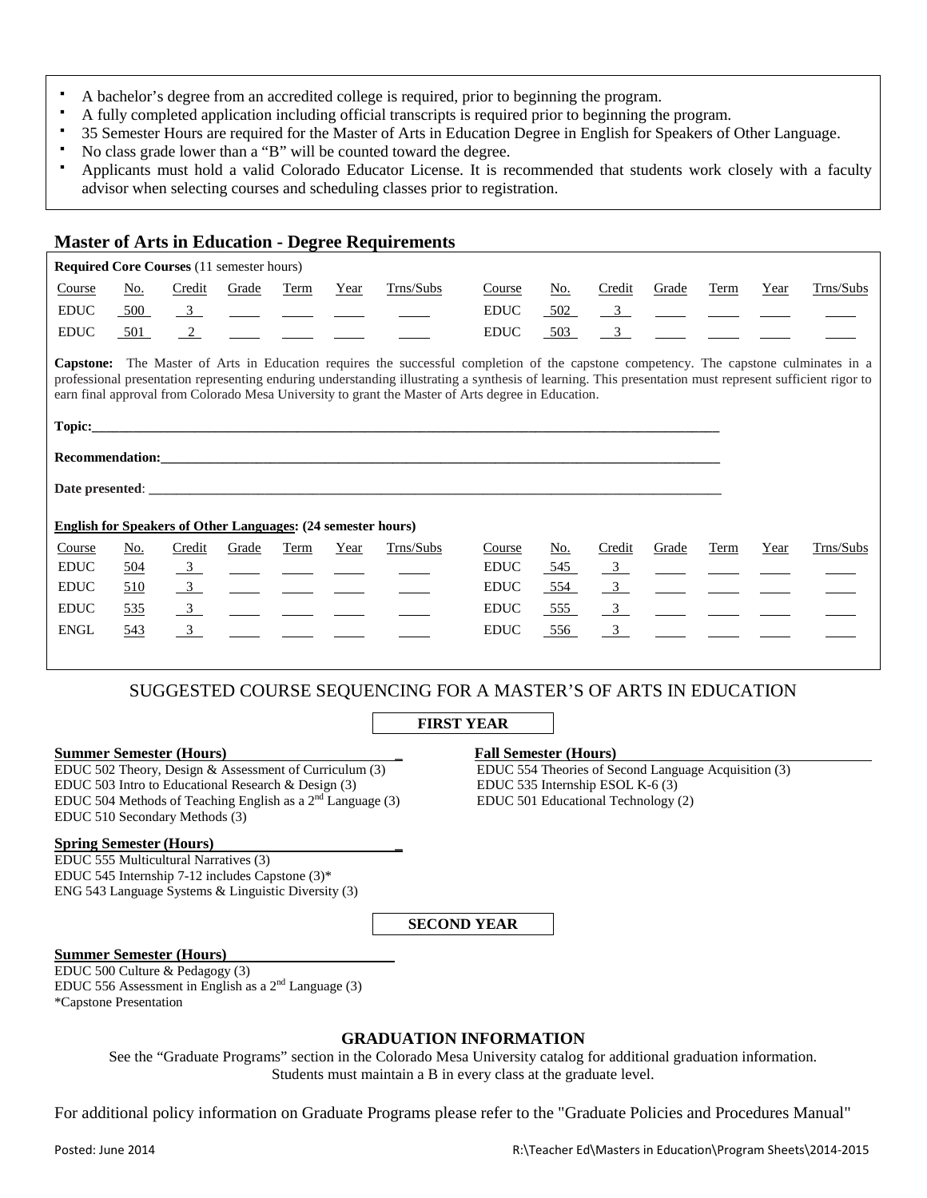- A bachelor's degree from an accredited college is required, prior to beginning the program.
- A fully completed application including official transcripts is required prior to beginning the program.
- 35 Semester Hours are required for the Master of Arts in Education Degree in English for Speakers of Other Language.
- No class grade lower than a "B" will be counted toward the degree.
- Applicants must hold a valid Colorado Educator License. It is recommended that students work closely with a faculty advisor when selecting courses and scheduling classes prior to registration.

## Master of Arts in Education - Degree Requirements

**Required Core Courses** (11 semester hours)

| Course | No. | Credit | Grade | Term | Year | Trns/Subs | Course | No. | Credit | Grade | Term | Year | Trns/Subs |
|---|---|---|---|---|---|---|---|---|---|---|---|---|---|
| EDUC | 500 | 3 | | | | | EDUC | 502 | 3 | | | | |
| EDUC | 501 | 2 | | | | | EDUC | 503 | 3 | | | | |

**Capstone:** The Master of Arts in Education requires the successful completion of the capstone competency. The capstone culminates in a professional presentation representing enduring understanding illustrating a synthesis of learning. This presentation must represent sufficient rigor to earn final approval from Colorado Mesa University to grant the Master of Arts degree in Education.

**Topic:**\_\_\_\_\_\_\_\_\_\_\_\_\_\_\_\_\_\_\_\_\_\_\_\_\_\_\_\_\_\_\_\_\_\_\_\_\_\_

**Recommendation:**\_\_\_\_\_\_\_\_\_\_\_\_\_\_\_\_\_\_\_\_\_\_\_\_\_\_\_\_\_\_\_\_\_\_\_\_\_\_

**Date presented**: \_\_\_\_\_\_\_\_\_\_\_\_\_\_\_\_\_\_\_\_\_\_\_\_\_\_\_\_\_\_\_\_\_\_\_\_\_\_

**English for Speakers of Other Languages: (24 semester hours)**

| Course | No. | Credit | Grade | Term | Year | Trns/Subs | Course | No. | Credit | Grade | Term | Year | Trns/Subs |
|---|---|---|---|---|---|---|---|---|---|---|---|---|---|
| EDUC | 504 | 3 | | | | | EDUC | 545 | 3 | | | | |
| EDUC | 510 | 3 | | | | | EDUC | 554 | 3 | | | | |
| EDUC | 535 | 3 | | | | | EDUC | 555 | 3 | | | | |
| ENGL | 543 | 3 | | | | | EDUC | 556 | 3 | | | | |

## SUGGESTED COURSE SEQUENCING FOR A MASTER'S OF ARTS IN EDUCATION

### FIRST YEAR

**Summer Semester (Hours)**

EDUC 502 Theory, Design & Assessment of Curriculum (3)
EDUC 503 Intro to Educational Research & Design (3)
EDUC 504 Methods of Teaching English as a 2nd Language (3)
EDUC 510 Secondary Methods (3)

**Fall Semester (Hours)**

EDUC 554 Theories of Second Language Acquisition (3)
EDUC 535 Internship ESOL K-6 (3)
EDUC 501 Educational Technology (2)

**Spring Semester (Hours)**

EDUC 555 Multicultural Narratives (3)
EDUC 545 Internship 7-12 includes Capstone (3)*
ENG 543 Language Systems & Linguistic Diversity (3)

### SECOND YEAR

**Summer Semester (Hours)**

EDUC 500 Culture & Pedagogy (3)
EDUC 556 Assessment in English as a 2nd Language (3)
*Capstone Presentation

## GRADUATION INFORMATION

See the "Graduate Programs" section in the Colorado Mesa University catalog for additional graduation information.
Students must maintain a B in every class at the graduate level.

For additional policy information on Graduate Programs please refer to the "Graduate Policies and Procedures Manual"

Posted: June 2014 R:\Teacher Ed\Masters in Education\Program Sheets\2014-2015